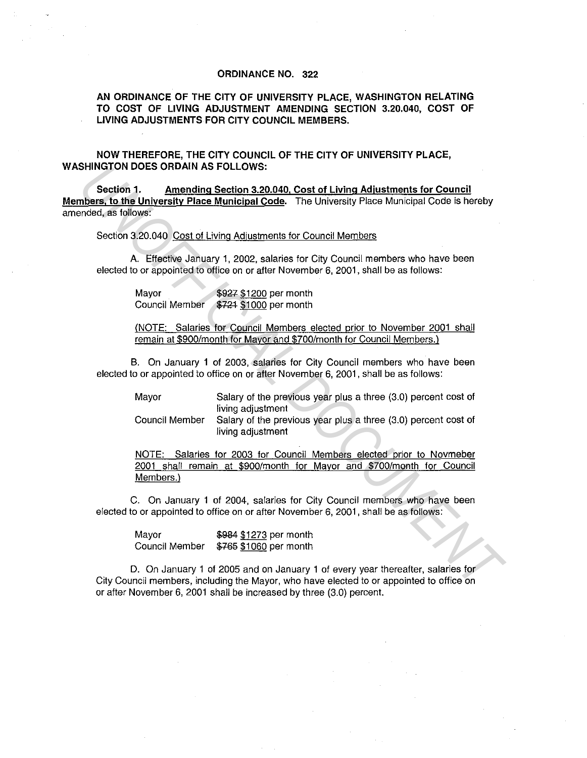**ORDINANCE NO. 322**

**AN ORDINANCE OF THE CITY OF UNIVERSITY PLACE, WASHINGTON RELATING TO COST OF LIVING ADJUSTMENT AMENDING SECTION 3.20.040, COST OF LIVING ADJUSTMENTS FOR CITY COUNCIL MEMBERS.**

**NOW THEREFORE, THE CITY COUNCIL OF THE CITY OF UNIVERSITY PLACE, WASHINGTON DOES ORDAIN AS FOLLOWS:**

**Section 1.** <u>**Amending Section 3.20.040, Cost of Living Adjustments for Council Members, to the University Place Municipal Code.**</u> The University Place Municipal Code is hereby amended, as follows:

Section 3.20.040 <u>Cost of Living Adjustments for Council Members</u>

A. Effective January 1, 2002, salaries for City Council members who have been elected to or appointed to office on or after November 6, 2001, shall be as follows:

| | |
|---|---|
| Mayor | ~~$927~~ <u>$1200</u> per month |
| Council Member | ~~$721~~ <u>$1000</u> per month |

<u>(NOTE: Salaries for Council Members elected prior to November 2001 shall remain at $900/month for Mayor and $700/month for Council Members.)</u>

B. On January 1 of 2003, salaries for City Council members who have been elected to or appointed to office on or after November 6, 2001, shall be as follows:

| | |
|---|---|
| Mayor | Salary of the previous year plus a three (3.0) percent cost of living adjustment |
| Council Member | Salary of the previous year plus a three (3.0) percent cost of living adjustment |

<u>NOTE: Salaries for 2003 for Council Members elected prior to Novmeber 2001 shall remain at $900/month for Mayor and $700/month for Council Members.)</u>

C. On January 1 of 2004, salaries for City Council members who have been elected to or appointed to office on or after November 6, 2001, shall be as follows:

| | |
|---|---|
| Mayor | ~~$984~~ <u>$1273</u> per month |
| Council Member | ~~$765~~ <u>$1060</u> per month |

D. On January 1 of 2005 and on January 1 of every year thereafter, salaries for City Council members, including the Mayor, who have elected to or appointed to office on or after November 6, 2001 shall be increased by three (3.0) percent.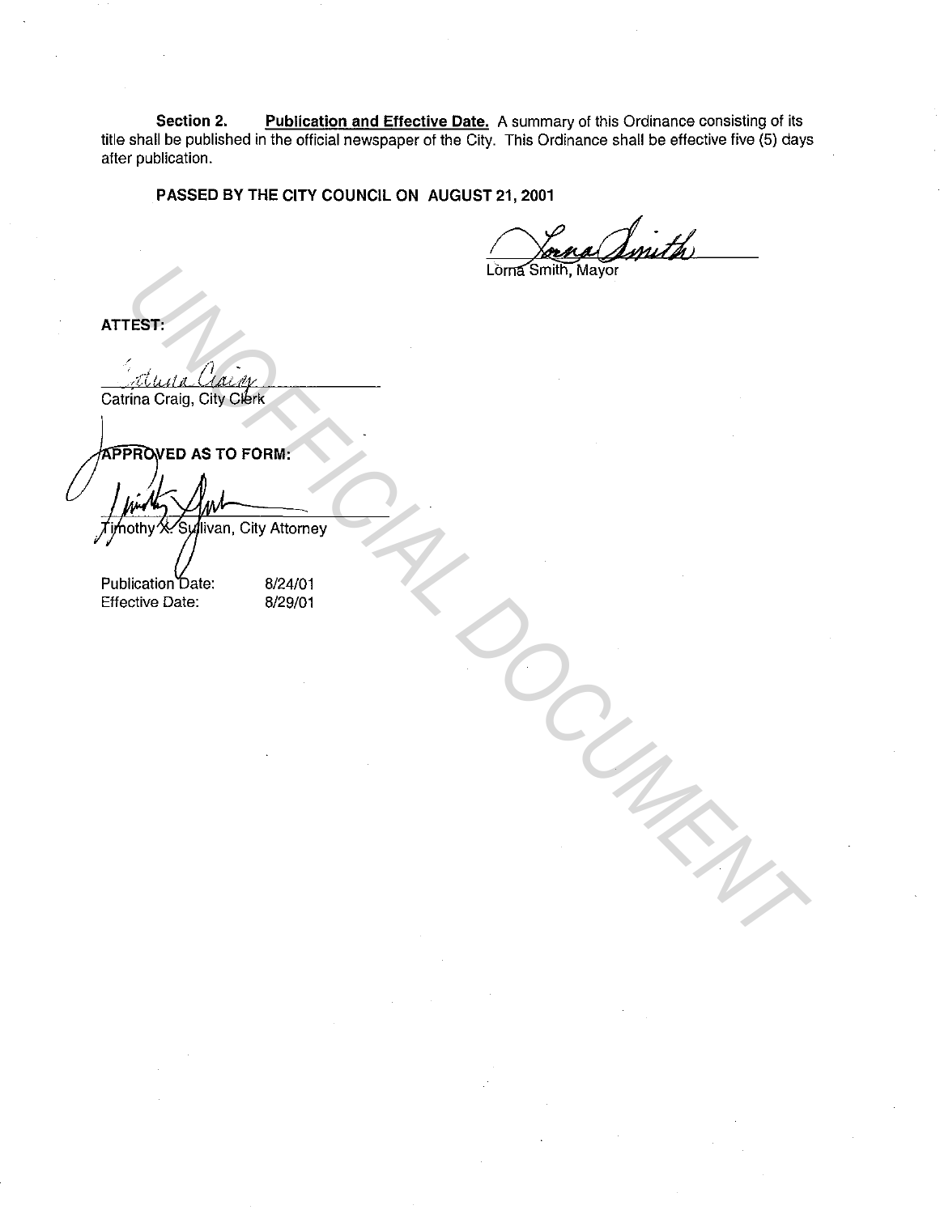**Section 2.** **Publication and Effective Date.** A summary of this Ordinance consisting of its title shall be published in the official newspaper of the City. This Ordinance shall be effective five (5) days after publication.

**PASSED BY THE CITY COUNCIL ON AUGUST 21, 2001**

Lorna Smith, Mayor

**ATTEST:**

Catrina Craig, City Clerk

**APPROVED AS TO FORM:**

Timothy X. Sullivan, City Attorney

Publication Date: 8/24/01
Effective Date: 8/29/01